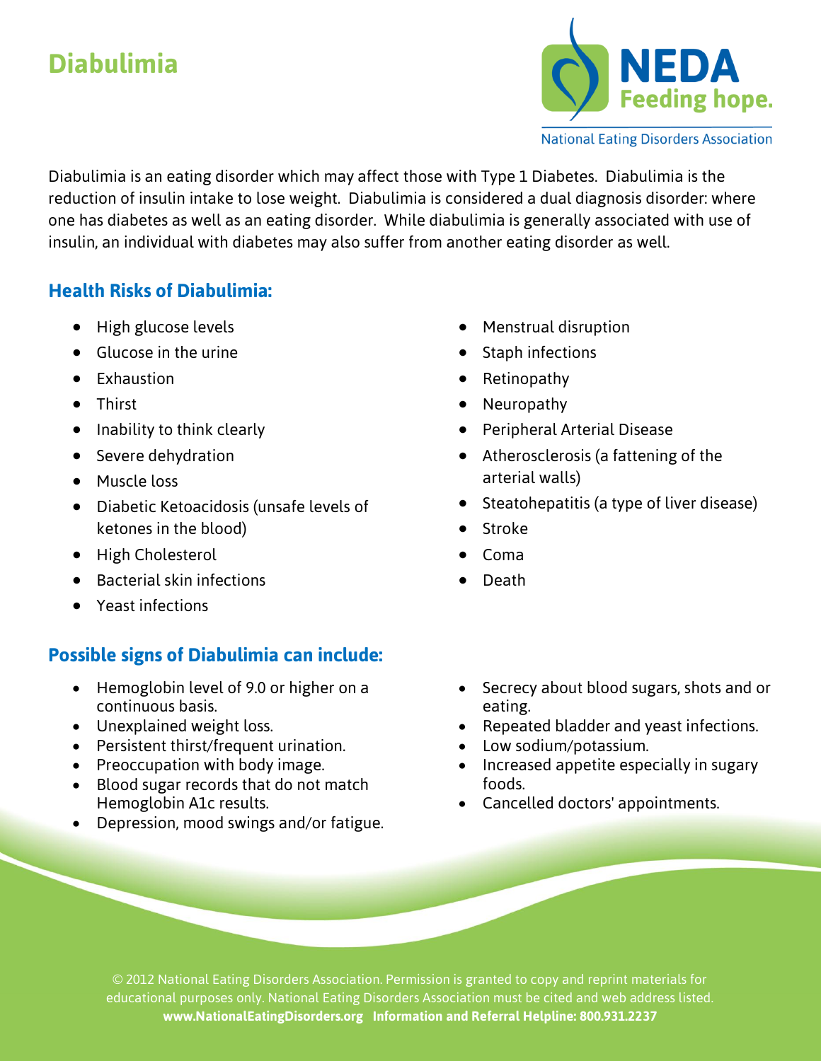# Diabulimia

NEDA
Feeding hope.
National Eating Disorders Association

Diabulimia is an eating disorder which may affect those with Type 1 Diabetes. Diabulimia is the reduction of insulin intake to lose weight. Diabulimia is considered a dual diagnosis disorder: where one has diabetes as well as an eating disorder. While diabulimia is generally associated with use of insulin, an individual with diabetes may also suffer from another eating disorder as well.

## Health Risks of Diabulimia:

- High glucose levels
- Glucose in the urine
- Exhaustion
- Thirst
- Inability to think clearly
- Severe dehydration
- Muscle loss
- Diabetic Ketoacidosis (unsafe levels of ketones in the blood)
- High Cholesterol
- Bacterial skin infections
- Yeast infections
- Menstrual disruption
- Staph infections
- Retinopathy
- Neuropathy
- Peripheral Arterial Disease
- Atherosclerosis (a fattening of the arterial walls)
- Steatohepatitis (a type of liver disease)
- Stroke
- Coma
- Death

## Possible signs of Diabulimia can include:

- Hemoglobin level of 9.0 or higher on a continuous basis.
- Unexplained weight loss.
- Persistent thirst/frequent urination.
- Preoccupation with body image.
- Blood sugar records that do not match Hemoglobin A1c results.
- Depression, mood swings and/or fatigue.
- Secrecy about blood sugars, shots and or eating.
- Repeated bladder and yeast infections.
- Low sodium/potassium.
- Increased appetite especially in sugary foods.
- Cancelled doctors' appointments.

© 2012 National Eating Disorders Association. Permission is granted to copy and reprint materials for educational purposes only. National Eating Disorders Association must be cited and web address listed.
**www.NationalEatingDisorders.org Information and Referral Helpline: 800.931.2237**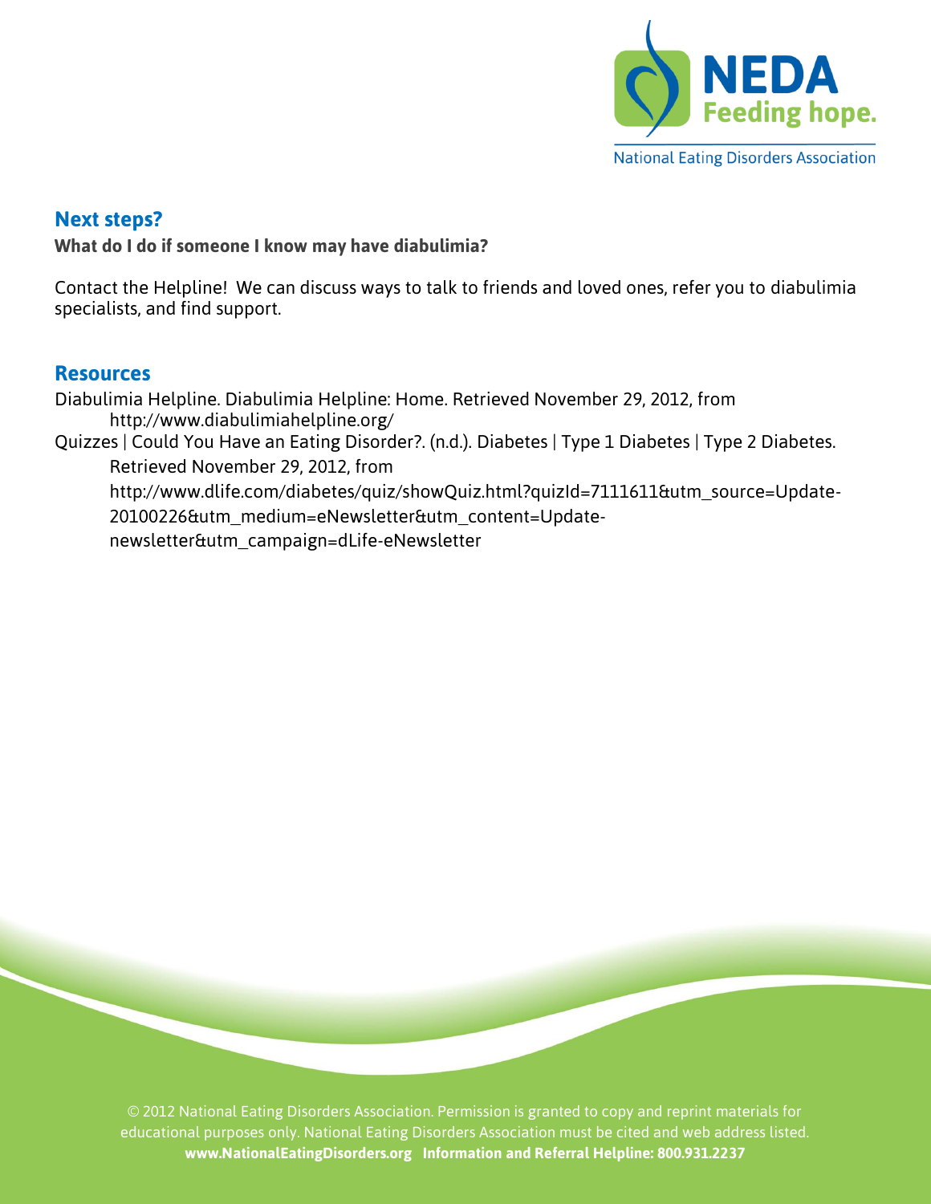## Next steps?

**What do I do if someone I know may have diabulimia?**

Contact the Helpline! We can discuss ways to talk to friends and loved ones, refer you to diabulimia specialists, and find support.

## Resources

Diabulimia Helpline. Diabulimia Helpline: Home. Retrieved November 29, 2012, from http://www.diabulimiahelpline.org/

Quizzes | Could You Have an Eating Disorder?. (n.d.). Diabetes | Type 1 Diabetes | Type 2 Diabetes. Retrieved November 29, 2012, from http://www.dlife.com/diabetes/quiz/showQuiz.html?quizId=7111611&utm_source=Update-20100226&utm_medium=eNewsletter&utm_content=Update-newsletter&utm_campaign=dLife-eNewsletter

© 2012 National Eating Disorders Association. Permission is granted to copy and reprint materials for educational purposes only. National Eating Disorders Association must be cited and web address listed.
**www.NationalEatingDisorders.org Information and Referral Helpline: 800.931.2237**